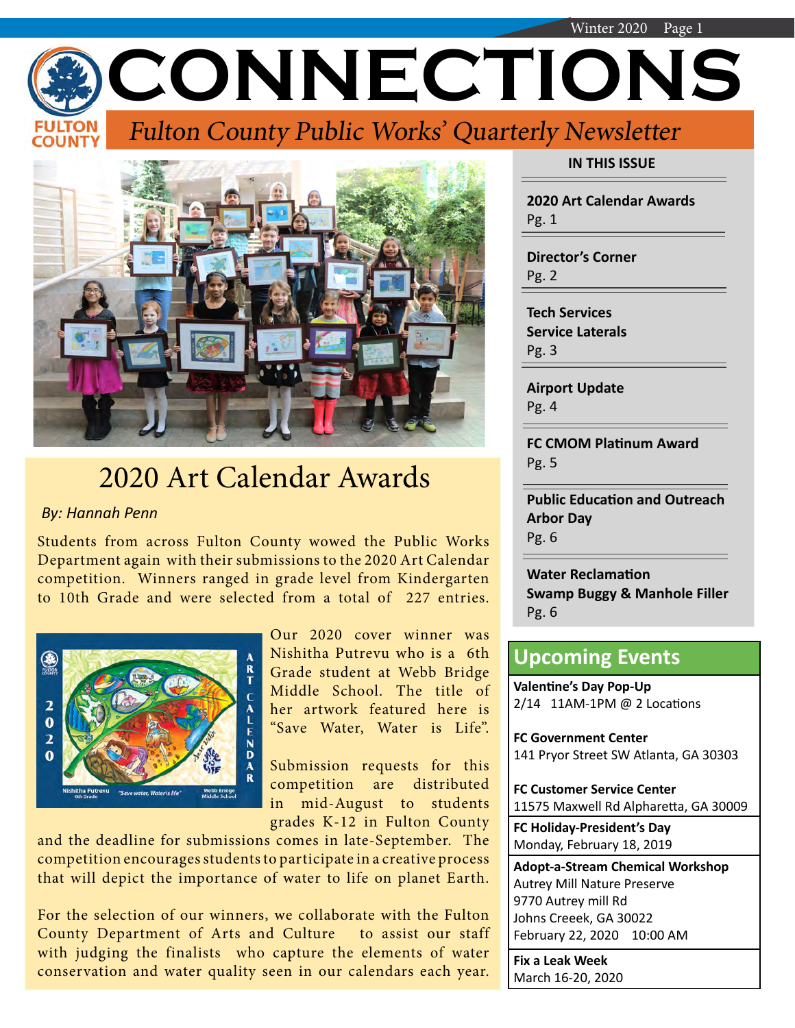# CONNECTIONS

*Fulton County Public Works' Quarterly Newsletter*

## 2020 Art Calendar Awards

*By: Hannah Penn*

Students from across Fulton County wowed the Public Works Department again with their submissions to the 2020 Art Calendar competition. Winners ranged in grade level from Kindergarten to 10th Grade and were selected from a total of 227 entries.

Our 2020 cover winner was Nishitha Putrevu who is a 6th Grade student at Webb Bridge Middle School. The title of her artwork featured here is "Save Water, Water is Life".

Submission requests for this competition are distributed in mid-August to students grades K-12 in Fulton County and the deadline for submissions comes in late-September. The competition encourages students to participate in a creative process that will depict the importance of water to life on planet Earth.

For the selection of our winners, we collaborate with the Fulton County Department of Arts and Culture to assist our staff with judging the finalists who capture the elements of water conservation and water quality seen in our calendars each year.

### IN THIS ISSUE

**2020 Art Calendar Awards**
Pg. 1

**Director's Corner**
Pg. 2

**Tech Services**
**Service Laterals**
Pg. 3

**Airport Update**
Pg. 4

**FC CMOM Platinum Award**
Pg. 5

**Public Education and Outreach**
**Arbor Day**
Pg. 6

**Water Reclamation**
**Swamp Buggy & Manhole Filler**
Pg. 6

### Upcoming Events

**Valentine's Day Pop-Up**
2/14 11AM-1PM @ 2 Locations

**FC Government Center**
141 Pryor Street SW Atlanta, GA 30303

**FC Customer Service Center**
11575 Maxwell Rd Alpharetta, GA 30009

**FC Holiday-President's Day**
Monday, February 18, 2019

**Adopt-a-Stream Chemical Workshop**
Autrey Mill Nature Preserve
9770 Autrey mill Rd
Johns Creeek, GA 30022
February 22, 2020 10:00 AM

**Fix a Leak Week**
March 16-20, 2020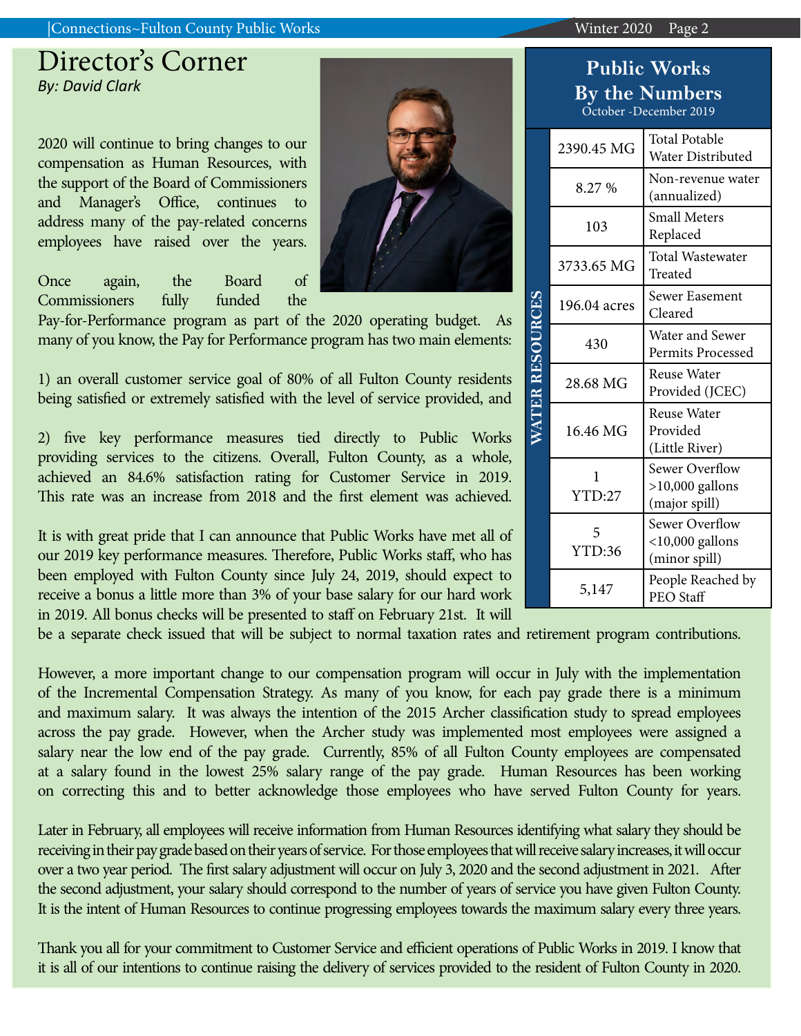# Director's Corner

*By: David Clark*

2020 will continue to bring changes to our compensation as Human Resources, with the support of the Board of Commissioners and Manager's Office, continues to address many of the pay-related concerns employees have raised over the years.

Once again, the Board of Commissioners fully funded the Pay-for-Performance program as part of the 2020 operating budget. As many of you know, the Pay for Performance program has two main elements:

1) an overall customer service goal of 80% of all Fulton County residents being satisfied or extremely satisfied with the level of service provided, and

2) five key performance measures tied directly to Public Works providing services to the citizens. Overall, Fulton County, as a whole, achieved an 84.6% satisfaction rating for Customer Service in 2019. This rate was an increase from 2018 and the first element was achieved.

It is with great pride that I can announce that Public Works have met all of our 2019 key performance measures. Therefore, Public Works staff, who has been employed with Fulton County since July 24, 2019, should expect to receive a bonus a little more than 3% of your base salary for our hard work in 2019. All bonus checks will be presented to staff on February 21st. It will be a separate check issued that will be subject to normal taxation rates and retirement program contributions.

However, a more important change to our compensation program will occur in July with the implementation of the Incremental Compensation Strategy. As many of you know, for each pay grade there is a minimum and maximum salary. It was always the intention of the 2015 Archer classification study to spread employees across the pay grade. However, when the Archer study was implemented most employees were assigned a salary near the low end of the pay grade. Currently, 85% of all Fulton County employees are compensated at a salary found in the lowest 25% salary range of the pay grade. Human Resources has been working on correcting this and to better acknowledge those employees who have served Fulton County for years.

Later in February, all employees will receive information from Human Resources identifying what salary they should be receiving in their pay grade based on their years of service. For those employees that will receive salary increases, it will occur over a two year period. The first salary adjustment will occur on July 3, 2020 and the second adjustment in 2021. After the second adjustment, your salary should correspond to the number of years of service you have given Fulton County. It is the intent of Human Resources to continue progressing employees towards the maximum salary every three years.

Thank you all for your commitment to Customer Service and efficient operations of Public Works in 2019. I know that it is all of our intentions to continue raising the delivery of services provided to the resident of Fulton County in 2020.

## Public Works By the Numbers

October -December 2019

| | | |
|---|---|---|
| WATER RESOURCES | 2390.45 MG | Total Potable Water Distributed |
| | 8.27 % | Non-revenue water (annualized) |
| | 103 | Small Meters Replaced |
| | 3733.65 MG | Total Wastewater Treated |
| | 196.04 acres | Sewer Easement Cleared |
| | 430 | Water and Sewer Permits Processed |
| | 28.68 MG | Reuse Water Provided (JCEC) |
| | 16.46 MG | Reuse Water Provided (Little River) |
| | 1 YTD:27 | Sewer Overflow >10,000 gallons (major spill) |
| | 5 YTD:36 | Sewer Overflow <10,000 gallons (minor spill) |
| | 5,147 | People Reached by PEO Staff |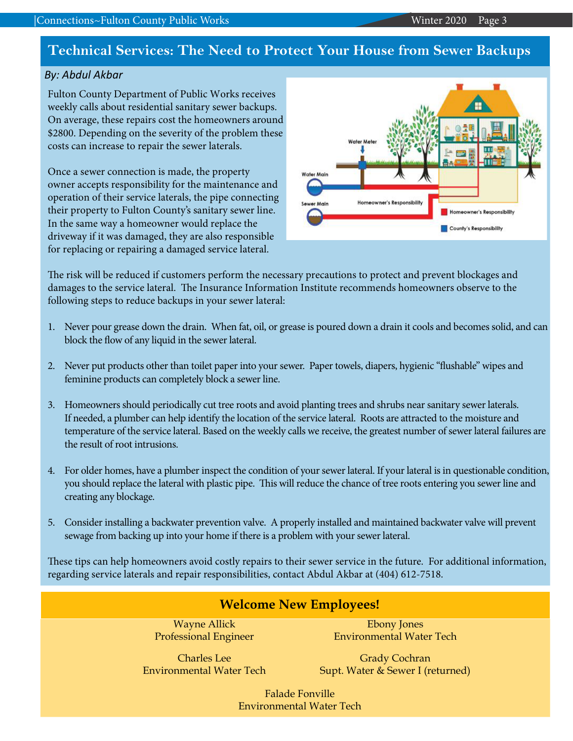## Technical Services: The Need to Protect Your House from Sewer Backups

*By: Abdul Akbar*

Fulton County Department of Public Works receives weekly calls about residential sanitary sewer backups. On average, these repairs cost the homeowners around $2800. Depending on the severity of the problem these costs can increase to repair the sewer laterals.

Once a sewer connection is made, the property owner accepts responsibility for the maintenance and operation of their service laterals, the pipe connecting their property to Fulton County's sanitary sewer line. In the same way a homeowner would replace the driveway if it was damaged, they are also responsible for replacing or repairing a damaged service lateral.

The risk will be reduced if customers perform the necessary precautions to protect and prevent blockages and damages to the service lateral. The Insurance Information Institute recommends homeowners observe to the following steps to reduce backups in your sewer lateral:

1. Never pour grease down the drain. When fat, oil, or grease is poured down a drain it cools and becomes solid, and can block the flow of any liquid in the sewer lateral.

2. Never put products other than toilet paper into your sewer. Paper towels, diapers, hygienic "flushable" wipes and feminine products can completely block a sewer line.

3. Homeowners should periodically cut tree roots and avoid planting trees and shrubs near sanitary sewer laterals. If needed, a plumber can help identify the location of the service lateral. Roots are attracted to the moisture and temperature of the service lateral. Based on the weekly calls we receive, the greatest number of sewer lateral failures are the result of root intrusions.

4. For older homes, have a plumber inspect the condition of your sewer lateral. If your lateral is in questionable condition, you should replace the lateral with plastic pipe. This will reduce the chance of tree roots entering you sewer line and creating any blockage.

5. Consider installing a backwater prevention valve. A properly installed and maintained backwater valve will prevent sewage from backing up into your home if there is a problem with your sewer lateral.

These tips can help homeowners avoid costly repairs to their sewer service in the future. For additional information, regarding service laterals and repair responsibilities, contact Abdul Akbar at (404) 612-7518.

## Welcome New Employees!

Wayne Allick
Professional Engineer

Ebony Jones
Environmental Water Tech

Charles Lee
Environmental Water Tech

Grady Cochran
Supt. Water & Sewer I (returned)

Falade Fonville
Environmental Water Tech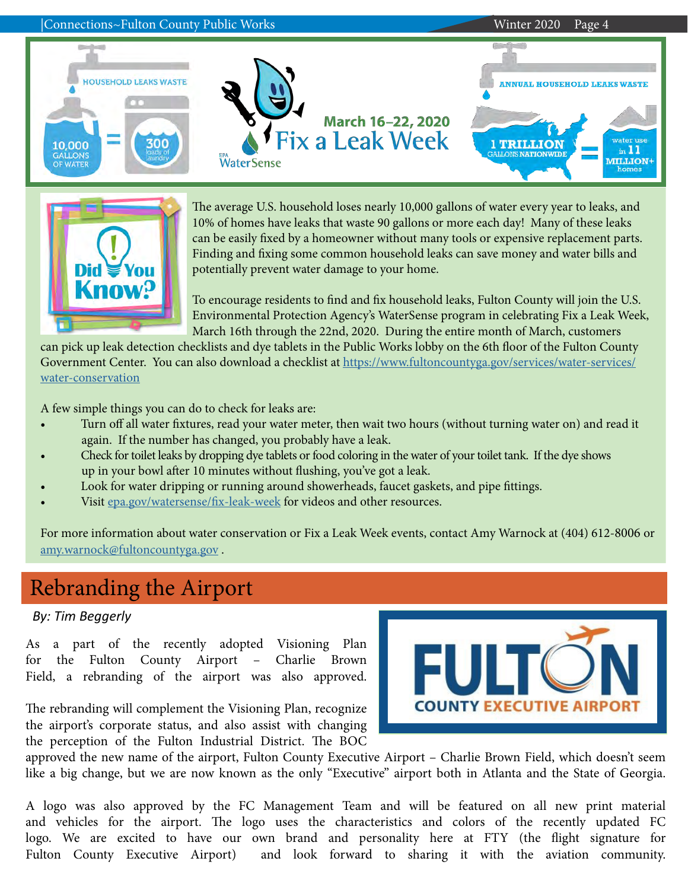HOUSEHOLD LEAKS WASTE 10,000 GALLONS OF WATER = 300 loads of laundry

March 16–22, 2020 Fix a Leak Week

EPA WaterSense

ANNUAL HOUSEHOLD LEAKS WASTE 1 TRILLION GALLONS NATIONWIDE = water use in 11 MILLION+ homes

Did You Know?

The average U.S. household loses nearly 10,000 gallons of water every year to leaks, and 10% of homes have leaks that waste 90 gallons or more each day! Many of these leaks can be easily fixed by a homeowner without many tools or expensive replacement parts. Finding and fixing some common household leaks can save money and water bills and potentially prevent water damage to your home.

To encourage residents to find and fix household leaks, Fulton County will join the U.S. Environmental Protection Agency's WaterSense program in celebrating Fix a Leak Week, March 16th through the 22nd, 2020. During the entire month of March, customers can pick up leak detection checklists and dye tablets in the Public Works lobby on the 6th floor of the Fulton County Government Center. You can also download a checklist at https://www.fultoncountyga.gov/services/water-services/water-conservation

A few simple things you can do to check for leaks are:

- Turn off all water fixtures, read your water meter, then wait two hours (without turning water on) and read it again. If the number has changed, you probably have a leak.
- Check for toilet leaks by dropping dye tablets or food coloring in the water of your toilet tank. If the dye shows up in your bowl after 10 minutes without flushing, you've got a leak.
- Look for water dripping or running around showerheads, faucet gaskets, and pipe fittings.
- Visit epa.gov/watersense/fix-leak-week for videos and other resources.

For more information about water conservation or Fix a Leak Week events, contact Amy Warnock at (404) 612-8006 or amy.warnock@fultoncountyga.gov .

# Rebranding the Airport

*By: Tim Beggerly*

FULTON COUNTY EXECUTIVE AIRPORT

As a part of the recently adopted Visioning Plan for the Fulton County Airport – Charlie Brown Field, a rebranding of the airport was also approved.

The rebranding will complement the Visioning Plan, recognize the airport's corporate status, and also assist with changing the perception of the Fulton Industrial District. The BOC approved the new name of the airport, Fulton County Executive Airport – Charlie Brown Field, which doesn't seem like a big change, but we are now known as the only "Executive" airport both in Atlanta and the State of Georgia.

A logo was also approved by the FC Management Team and will be featured on all new print material and vehicles for the airport. The logo uses the characteristics and colors of the recently updated FC logo. We are excited to have our own brand and personality here at FTY (the flight signature for Fulton County Executive Airport) and look forward to sharing it with the aviation community.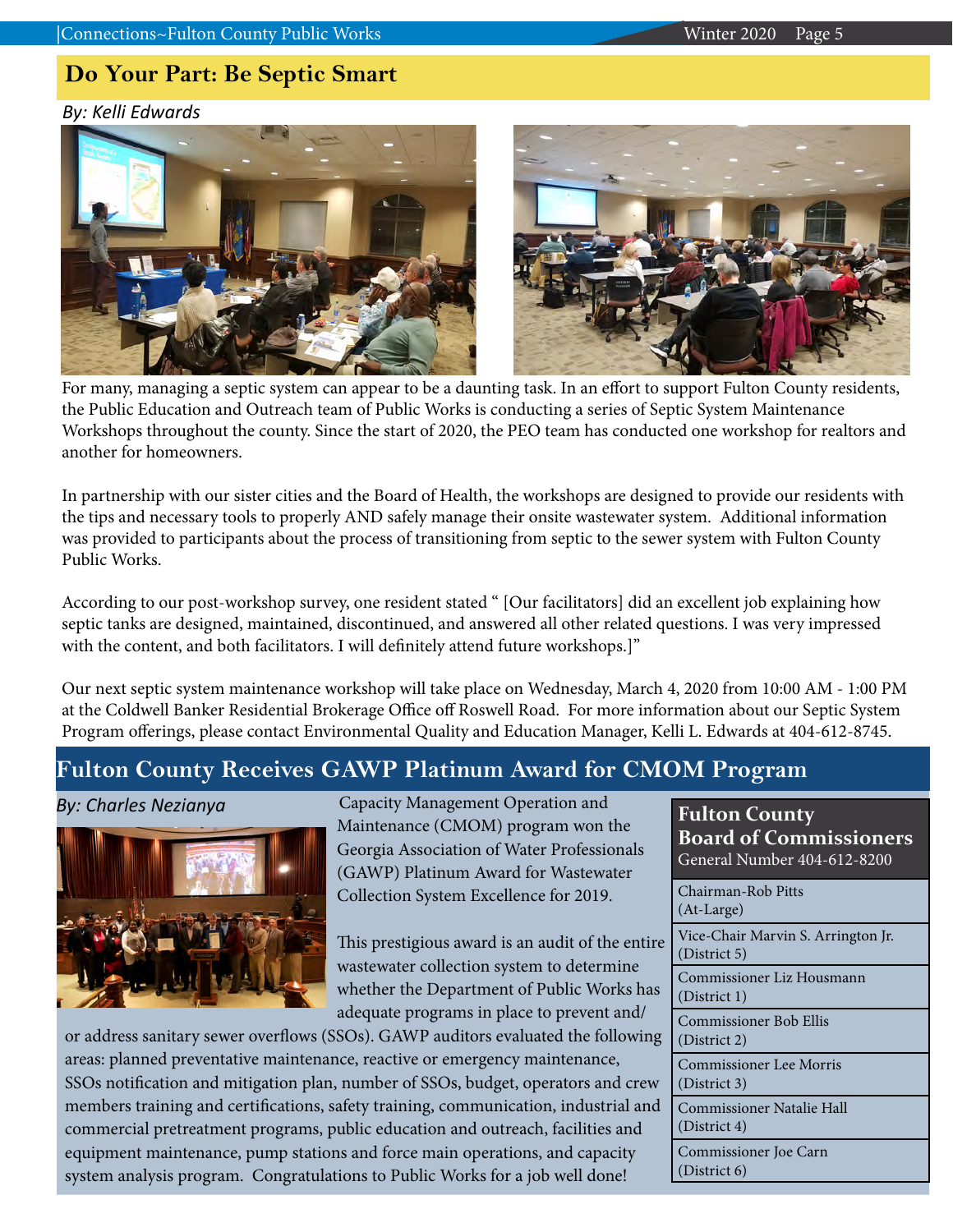## Do Your Part: Be Septic Smart

*By: Kelli Edwards*

For many, managing a septic system can appear to be a daunting task. In an effort to support Fulton County residents, the Public Education and Outreach team of Public Works is conducting a series of Septic System Maintenance Workshops throughout the county. Since the start of 2020, the PEO team has conducted one workshop for realtors and another for homeowners.

In partnership with our sister cities and the Board of Health, the workshops are designed to provide our residents with the tips and necessary tools to properly AND safely manage their onsite wastewater system. Additional information was provided to participants about the process of transitioning from septic to the sewer system with Fulton County Public Works.

According to our post-workshop survey, one resident stated " [Our facilitators] did an excellent job explaining how septic tanks are designed, maintained, discontinued, and answered all other related questions. I was very impressed with the content, and both facilitators. I will definitely attend future workshops.]"

Our next septic system maintenance workshop will take place on Wednesday, March 4, 2020 from 10:00 AM - 1:00 PM at the Coldwell Banker Residential Brokerage Office off Roswell Road. For more information about our Septic System Program offerings, please contact Environmental Quality and Education Manager, Kelli L. Edwards at 404-612-8745.

## Fulton County Receives GAWP Platinum Award for CMOM Program

*By: Charles Nezianya*

Capacity Management Operation and Maintenance (CMOM) program won the Georgia Association of Water Professionals (GAWP) Platinum Award for Wastewater Collection System Excellence for 2019.

This prestigious award is an audit of the entire wastewater collection system to determine whether the Department of Public Works has adequate programs in place to prevent and/or address sanitary sewer overflows (SSOs). GAWP auditors evaluated the following areas: planned preventative maintenance, reactive or emergency maintenance, SSOs notification and mitigation plan, number of SSOs, budget, operators and crew members training and certifications, safety training, communication, industrial and commercial pretreatment programs, public education and outreach, facilities and equipment maintenance, pump stations and force main operations, and capacity system analysis program. Congratulations to Public Works for a job well done!

**Fulton County Board of Commissioners**
General Number 404-612-8200

- Chairman-Rob Pitts (At-Large)
- Vice-Chair Marvin S. Arrington Jr. (District 5)
- Commissioner Liz Housmann (District 1)
- Commissioner Bob Ellis (District 2)
- Commissioner Lee Morris (District 3)
- Commissioner Natalie Hall (District 4)
- Commissioner Joe Carn (District 6)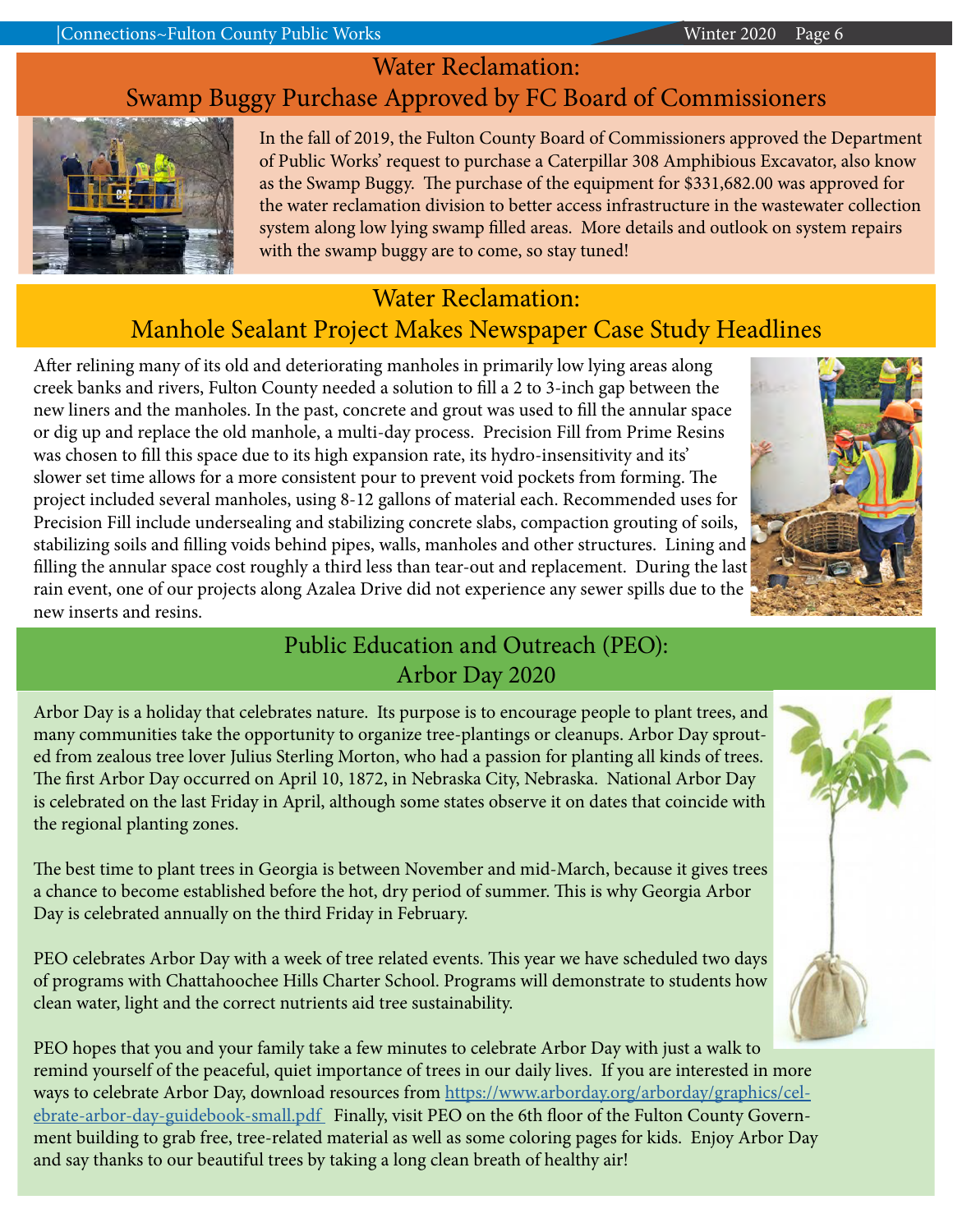## Water Reclamation: Swamp Buggy Purchase Approved by FC Board of Commissioners

In the fall of 2019, the Fulton County Board of Commissioners approved the Department of Public Works' request to purchase a Caterpillar 308 Amphibious Excavator, also know as the Swamp Buggy. The purchase of the equipment for $331,682.00 was approved for the water reclamation division to better access infrastructure in the wastewater collection system along low lying swamp filled areas. More details and outlook on system repairs with the swamp buggy are to come, so stay tuned!

## Water Reclamation: Manhole Sealant Project Makes Newspaper Case Study Headlines

After relining many of its old and deteriorating manholes in primarily low lying areas along creek banks and rivers, Fulton County needed a solution to fill a 2 to 3-inch gap between the new liners and the manholes. In the past, concrete and grout was used to fill the annular space or dig up and replace the old manhole, a multi-day process. Precision Fill from Prime Resins was chosen to fill this space due to its high expansion rate, its hydro-insensitivity and its' slower set time allows for a more consistent pour to prevent void pockets from forming. The project included several manholes, using 8-12 gallons of material each. Recommended uses for Precision Fill include undersealing and stabilizing concrete slabs, compaction grouting of soils, stabilizing soils and filling voids behind pipes, walls, manholes and other structures. Lining and filling the annular space cost roughly a third less than tear-out and replacement. During the last rain event, one of our projects along Azalea Drive did not experience any sewer spills due to the new inserts and resins.

## Public Education and Outreach (PEO): Arbor Day 2020

Arbor Day is a holiday that celebrates nature. Its purpose is to encourage people to plant trees, and many communities take the opportunity to organize tree-plantings or cleanups. Arbor Day sprouted from zealous tree lover Julius Sterling Morton, who had a passion for planting all kinds of trees. The first Arbor Day occurred on April 10, 1872, in Nebraska City, Nebraska. National Arbor Day is celebrated on the last Friday in April, although some states observe it on dates that coincide with the regional planting zones.

The best time to plant trees in Georgia is between November and mid-March, because it gives trees a chance to become established before the hot, dry period of summer. This is why Georgia Arbor Day is celebrated annually on the third Friday in February.

PEO celebrates Arbor Day with a week of tree related events. This year we have scheduled two days of programs with Chattahoochee Hills Charter School. Programs will demonstrate to students how clean water, light and the correct nutrients aid tree sustainability.

PEO hopes that you and your family take a few minutes to celebrate Arbor Day with just a walk to remind yourself of the peaceful, quiet importance of trees in our daily lives. If you are interested in more ways to celebrate Arbor Day, download resources from https://www.arborday.org/arborday/graphics/celebrate-arbor-day-guidebook-small.pdf Finally, visit PEO on the 6th floor of the Fulton County Government building to grab free, tree-related material as well as some coloring pages for kids. Enjoy Arbor Day and say thanks to our beautiful trees by taking a long clean breath of healthy air!